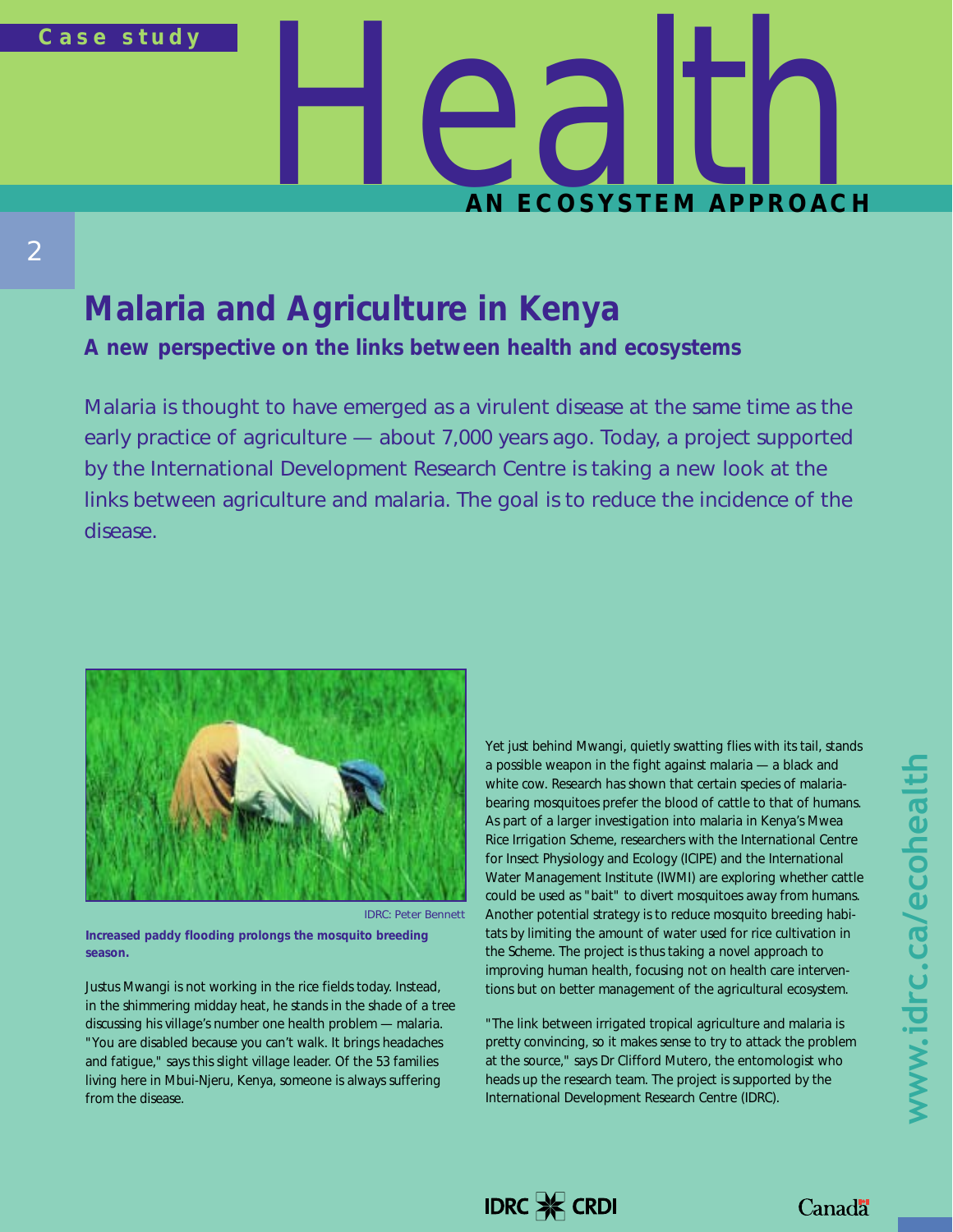Case study

# Health

AN ECOSYSTEM APPROACH

## Malaria and Agriculture in Kenya

### A new perspective on the links between health and ecosystems

Malaria is thought to have emerged as a virulent disease at the same time as the early practice of agriculture — about 7,000 years ago. Today, a project supported by the International Development Research Centre is taking a new look at the links between agriculture and malaria. The goal is to reduce the incidence of the disease.

IDRC: Peter Bennett

**Increased paddy flooding prolongs the mosquito breeding season.**

Justus Mwangi is not working in the rice fields today. Instead, in the shimmering midday heat, he stands in the shade of a tree discussing his village's number one health problem — malaria. "You are disabled because you can't walk. It brings headaches and fatigue," says this slight village leader. Of the 53 families living here in Mbui-Njeru, Kenya, someone is always suffering from the disease.

Yet just behind Mwangi, quietly swatting flies with its tail, stands a possible weapon in the fight against malaria — a black and white cow. Research has shown that certain species of malaria-bearing mosquitoes prefer the blood of cattle to that of humans. As part of a larger investigation into malaria in Kenya's Mwea Rice Irrigation Scheme, researchers with the International Centre for Insect Physiology and Ecology (ICIPE) and the International Water Management Institute (IWMI) are exploring whether cattle could be used as "bait" to divert mosquitoes away from humans. Another potential strategy is to reduce mosquito breeding habitats by limiting the amount of water used for rice cultivation in the Scheme. The project is thus taking a novel approach to improving human health, focusing not on health care interventions but on better management of the agricultural ecosystem.

"The link between irrigated tropical agriculture and malaria is pretty convincing, so it makes sense to try to attack the problem at the source," says Dr Clifford Mutero, the entomologist who heads up the research team. The project is supported by the International Development Research Centre (IDRC).

www.idrc.ca/ecohealth

IDRC CRDI

Canada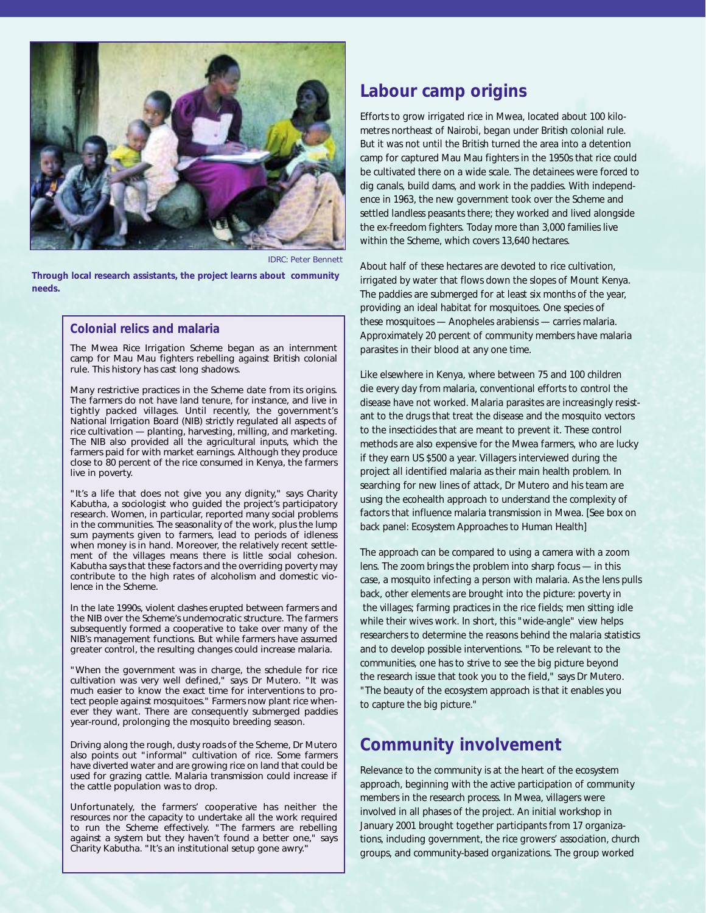IDRC: Peter Bennett

**Through local research assistants, the project learns about community needs.**

### Colonial relics and malaria

The Mwea Rice Irrigation Scheme began as an internment camp for Mau Mau fighters rebelling against British colonial rule. This history has cast long shadows.

Many restrictive practices in the Scheme date from its origins. The farmers do not have land tenure, for instance, and live in tightly packed villages. Until recently, the government's National Irrigation Board (NIB) strictly regulated all aspects of rice cultivation — planting, harvesting, milling, and marketing. The NIB also provided all the agricultural inputs, which the farmers paid for with market earnings. Although they produce close to 80 percent of the rice consumed in Kenya, the farmers live in poverty.

"It's a life that does not give you any dignity," says Charity Kabutha, a sociologist who guided the project's participatory research. Women, in particular, reported many social problems in the communities. The seasonality of the work, plus the lump sum payments given to farmers, lead to periods of idleness when money is in hand. Moreover, the relatively recent settlement of the villages means there is little social cohesion. Kabutha says that these factors and the overriding poverty may contribute to the high rates of alcoholism and domestic violence in the Scheme.

In the late 1990s, violent clashes erupted between farmers and the NIB over the Scheme's undemocratic structure. The farmers subsequently formed a cooperative to take over many of the NIB's management functions. But while farmers have assumed greater control, the resulting changes could increase malaria.

"When the government was in charge, the schedule for rice cultivation was very well defined," says Dr Mutero. "It was much easier to know the exact time for interventions to protect people against mosquitoes." Farmers now plant rice whenever they want. There are consequently submerged paddies year-round, prolonging the mosquito breeding season.

Driving along the rough, dusty roads of the Scheme, Dr Mutero also points out "informal" cultivation of rice. Some farmers have diverted water and are growing rice on land that could be used for grazing cattle. Malaria transmission could increase if the cattle population was to drop.

Unfortunately, the farmers' cooperative has neither the resources nor the capacity to undertake all the work required to run the Scheme effectively. "The farmers are rebelling against a system but they haven't found a better one," says Charity Kabutha. "It's an institutional setup gone awry."

## Labour camp origins

Efforts to grow irrigated rice in Mwea, located about 100 kilometres northeast of Nairobi, began under British colonial rule. But it was not until the British turned the area into a detention camp for captured Mau Mau fighters in the 1950s that rice could be cultivated there on a wide scale. The detainees were forced to dig canals, build dams, and work in the paddies. With independence in 1963, the new government took over the Scheme and settled landless peasants there; they worked and lived alongside the ex-freedom fighters. Today more than 3,000 families live within the Scheme, which covers 13,640 hectares.

About half of these hectares are devoted to rice cultivation, irrigated by water that flows down the slopes of Mount Kenya. The paddies are submerged for at least six months of the year, providing an ideal habitat for mosquitoes. One species of these mosquitoes — Anopheles arabiensis — carries malaria. Approximately 20 percent of community members have malaria parasites in their blood at any one time.

Like elsewhere in Kenya, where between 75 and 100 children die every day from malaria, conventional efforts to control the disease have not worked. Malaria parasites are increasingly resistant to the drugs that treat the disease and the mosquito vectors to the insecticides that are meant to prevent it. These control methods are also expensive for the Mwea farmers, who are lucky if they earn US $500 a year. Villagers interviewed during the project all identified malaria as their main health problem. In searching for new lines of attack, Dr Mutero and his team are using the ecohealth approach to understand the complexity of factors that influence malaria transmission in Mwea. [See box on back panel: Ecosystem Approaches to Human Health]

The approach can be compared to using a camera with a zoom lens. The zoom brings the problem into sharp focus — in this case, a mosquito infecting a person with malaria. As the lens pulls back, other elements are brought into the picture: poverty in the villages; farming practices in the rice fields; men sitting idle while their wives work. In short, this "wide-angle" view helps researchers to determine the reasons behind the malaria statistics and to develop possible interventions. "To be relevant to the communities, one has to strive to see the big picture beyond the research issue that took you to the field," says Dr Mutero. "The beauty of the ecosystem approach is that it enables you to capture the big picture."

## Community involvement

Relevance to the community is at the heart of the ecosystem approach, beginning with the active participation of community members in the research process. In Mwea, villagers were involved in all phases of the project. An initial workshop in January 2001 brought together participants from 17 organizations, including government, the rice growers' association, church groups, and community-based organizations. The group worked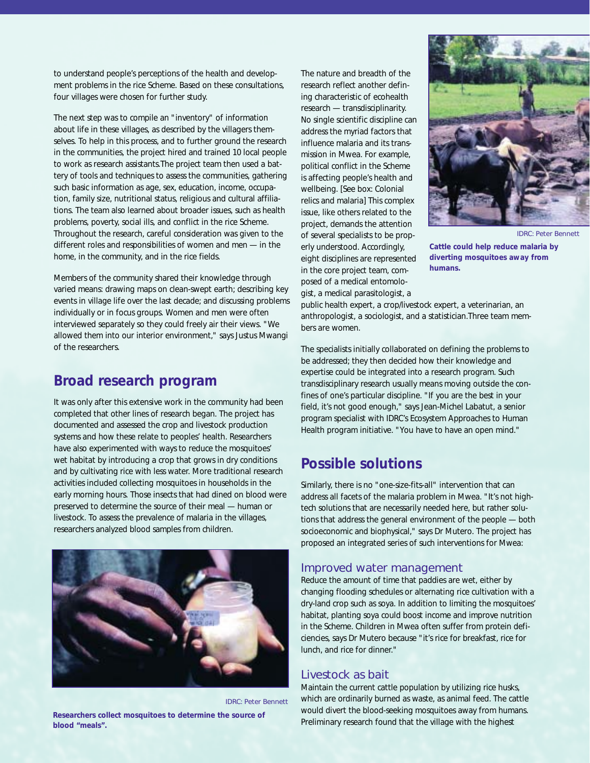to understand people's perceptions of the health and development problems in the rice Scheme. Based on these consultations, four villages were chosen for further study.

The next step was to compile an "inventory" of information about life in these villages, as described by the villagers themselves. To help in this process, and to further ground the research in the communities, the project hired and trained 10 local people to work as research assistants.The project team then used a battery of tools and techniques to assess the communities, gathering such basic information as age, sex, education, income, occupation, family size, nutritional status, religious and cultural affiliations. The team also learned about broader issues, such as health problems, poverty, social ills, and conflict in the rice Scheme. Throughout the research, careful consideration was given to the different roles and responsibilities of women and men — in the home, in the community, and in the rice fields.

Members of the community shared their knowledge through varied means: drawing maps on clean-swept earth; describing key events in village life over the last decade; and discussing problems individually or in focus groups. Women and men were often interviewed separately so they could freely air their views. "We allowed them into our interior environment," says Justus Mwangi of the researchers.

## Broad research program

It was only after this extensive work in the community had been completed that other lines of research began. The project has documented and assessed the crop and livestock production systems and how these relate to peoples' health. Researchers have also experimented with ways to reduce the mosquitoes' wet habitat by introducing a crop that grows in dry conditions and by cultivating rice with less water. More traditional research activities included collecting mosquitoes in households in the early morning hours. Those insects that had dined on blood were preserved to determine the source of their meal — human or livestock. To assess the prevalence of malaria in the villages, researchers analyzed blood samples from children.

IDRC: Peter Bennett

**Researchers collect mosquitoes to determine the source of blood "meals".**

The nature and breadth of the research reflect another defining characteristic of ecohealth research — transdisciplinarity. No single scientific discipline can address the myriad factors that influence malaria and its transmission in Mwea. For example, political conflict in the Scheme is affecting people's health and wellbeing. [See box: Colonial relics and malaria] This complex issue, like others related to the project, demands the attention of several specialists to be properly understood. Accordingly, eight disciplines are represented in the core project team, composed of a medical entomologist, a medical parasitologist, a public health expert, a crop/livestock expert, a veterinarian, an anthropologist, a sociologist, and a statistician.Three team members are women.

IDRC: Peter Bennett

**Cattle could help reduce malaria by diverting mosquitoes away from humans.**

The specialists initially collaborated on defining the problems to be addressed; they then decided how their knowledge and expertise could be integrated into a research program. Such transdisciplinary research usually means moving outside the confines of one's particular discipline. "If you are the best in your field, it's not good enough," says Jean-Michel Labatut, a senior program specialist with IDRC's Ecosystem Approaches to Human Health program initiative. "You have to have an open mind."

## Possible solutions

Similarly, there is no "one-size-fits-all" intervention that can address all facets of the malaria problem in Mwea. "It's not high-tech solutions that are necessarily needed here, but rather solutions that address the general environment of the people — both socioeconomic and biophysical," says Dr Mutero. The project has proposed an integrated series of such interventions for Mwea:

### Improved water management

Reduce the amount of time that paddies are wet, either by changing flooding schedules or alternating rice cultivation with a dry-land crop such as soya. In addition to limiting the mosquitoes' habitat, planting soya could boost income and improve nutrition in the Scheme. Children in Mwea often suffer from protein deficiencies, says Dr Mutero because "it's rice for breakfast, rice for lunch, and rice for dinner."

### Livestock as bait

Maintain the current cattle population by utilizing rice husks, which are ordinarily burned as waste, as animal feed. The cattle would divert the blood-seeking mosquitoes away from humans. Preliminary research found that the village with the highest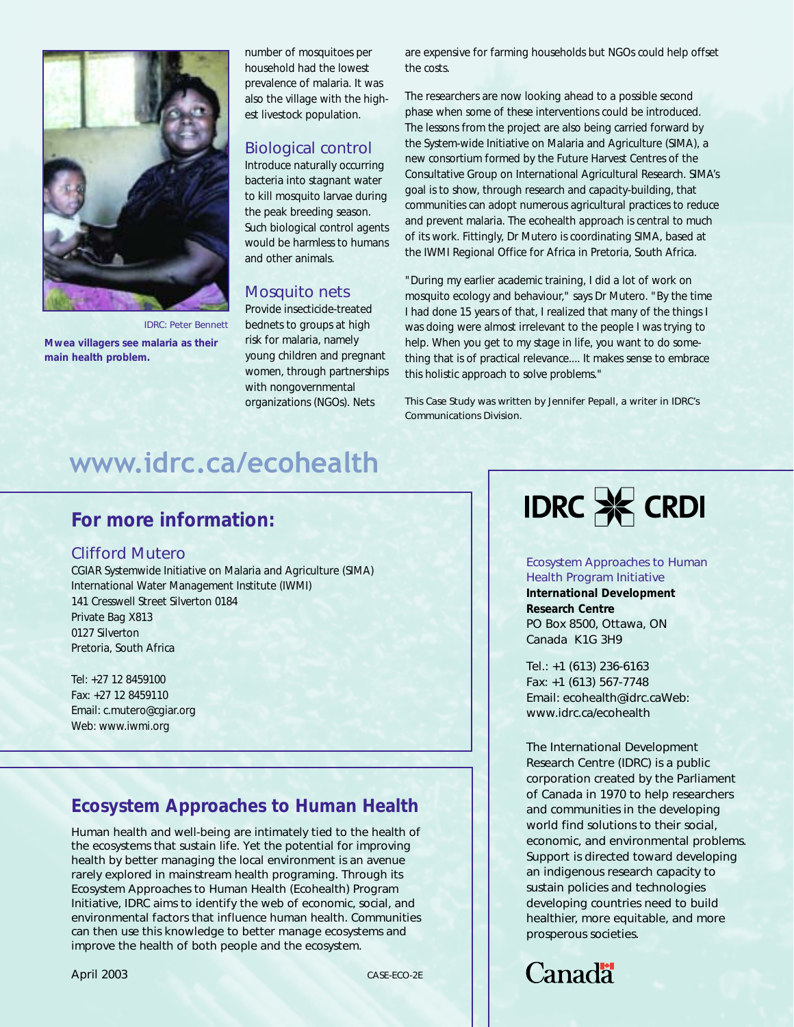IDRC: Peter Bennett

**Mwea villagers see malaria as their main health problem.**

number of mosquitoes per household had the lowest prevalence of malaria. It was also the village with the highest livestock population.

### Biological control

Introduce naturally occurring bacteria into stagnant water to kill mosquito larvae during the peak breeding season. Such biological control agents would be harmless to humans and other animals.

### Mosquito nets

Provide insecticide-treated bednets to groups at high risk for malaria, namely young children and pregnant women, through partnerships with nongovernmental organizations (NGOs). Nets are expensive for farming households but NGOs could help offset the costs.

The researchers are now looking ahead to a possible second phase when some of these interventions could be introduced. The lessons from the project are also being carried forward by the System-wide Initiative on Malaria and Agriculture (SIMA), a new consortium formed by the Future Harvest Centres of the Consultative Group on International Agricultural Research. SIMA's goal is to show, through research and capacity-building, that communities can adopt numerous agricultural practices to reduce and prevent malaria. The ecohealth approach is central to much of its work. Fittingly, Dr Mutero is coordinating SIMA, based at the IWMI Regional Office for Africa in Pretoria, South Africa.

"During my earlier academic training, I did a lot of work on mosquito ecology and behaviour," says Dr Mutero. "By the time I had done 15 years of that, I realized that many of the things I was doing were almost irrelevant to the people I was trying to help. When you get to my stage in life, you want to do something that is of practical relevance.... It makes sense to embrace this holistic approach to solve problems."

This Case Study was written by Jennifer Pepall, a writer in IDRC's Communications Division.

# www.idrc.ca/ecohealth

## For more information:

### Clifford Mutero

CGIAR Systemwide Initiative on Malaria and Agriculture (SIMA)
International Water Management Institute (IWMI)
141 Cresswell Street Silverton 0184
Private Bag X813
0127 Silverton
Pretoria, South Africa

Tel: +27 12 8459100
Fax: +27 12 8459110
Email: c.mutero@cgiar.org
Web: www.iwmi.org

## Ecosystem Approaches to Human Health

Human health and well-being are intimately tied to the health of the ecosystems that sustain life. Yet the potential for improving health by better managing the local environment is an avenue rarely explored in mainstream health programing. Through its Ecosystem Approaches to Human Health (Ecohealth) Program Initiative, IDRC aims to identify the web of economic, social, and environmental factors that influence human health. Communities can then use this knowledge to better manage ecosystems and improve the health of both people and the ecosystem.

April 2003

CASE-ECO-2E

IDRC CRDI

Ecosystem Approaches to Human Health Program Initiative
**International Development Research Centre**
PO Box 8500, Ottawa, ON
Canada K1G 3H9

Tel.: +1 (613) 236-6163
Fax: +1 (613) 567-7748
Email: ecohealth@idrc.caWeb: www.idrc.ca/ecohealth

The International Development Research Centre (IDRC) is a public corporation created by the Parliament of Canada in 1970 to help researchers and communities in the developing world find solutions to their social, economic, and environmental problems. Support is directed toward developing an indigenous research capacity to sustain policies and technologies developing countries need to build healthier, more equitable, and more prosperous societies.

Canada